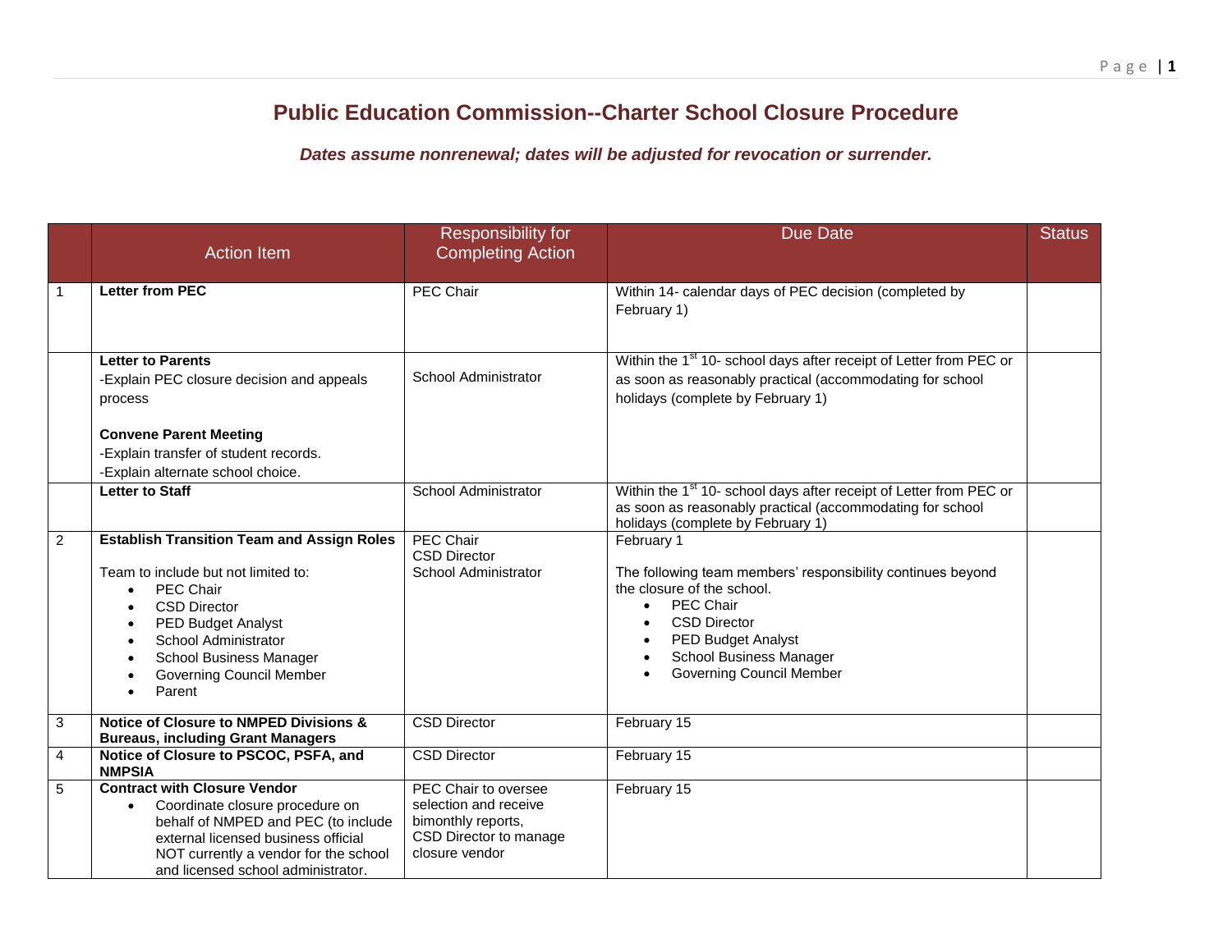# Public Education Commission--Charter School Closure Procedure

***Dates assume nonrenewal; dates will be adjusted for revocation or surrender.***

| | Action Item | Responsibility for Completing Action | Due Date | Status |
|---|---|---|---|---|
| 1 | **Letter from PEC** | PEC Chair | Within 14- calendar days of PEC decision (completed by February 1) | |
| | **Letter to Parents**<br>-Explain PEC closure decision and appeals process<br><br>**Convene Parent Meeting**<br>-Explain transfer of student records.<br>-Explain alternate school choice. | School Administrator | Within the 1st 10- school days after receipt of Letter from PEC or as soon as reasonably practical (accommodating for school holidays (complete by February 1) | |
| | **Letter to Staff** | School Administrator | Within the 1st 10- school days after receipt of Letter from PEC or as soon as reasonably practical (accommodating for school holidays (complete by February 1) | |
| 2 | **Establish Transition Team and Assign Roles**<br><br>Team to include but not limited to:<br>• PEC Chair<br>• CSD Director<br>• PED Budget Analyst<br>• School Administrator<br>• School Business Manager<br>• Governing Council Member<br>• Parent | PEC Chair<br>CSD Director<br>School Administrator | February 1<br><br>The following team members' responsibility continues beyond the closure of the school.<br>• PEC Chair<br>• CSD Director<br>• PED Budget Analyst<br>• School Business Manager<br>• Governing Council Member | |
| 3 | **Notice of Closure to NMPED Divisions & Bureaus, including Grant Managers** | CSD Director | February 15 | |
| 4 | **Notice of Closure to PSCOC, PSFA, and NMPSIA** | CSD Director | February 15 | |
| 5 | **Contract with Closure Vendor**<br>• Coordinate closure procedure on behalf of NMPED and PEC (to include external licensed business official NOT currently a vendor for the school and licensed school administrator. | PEC Chair to oversee selection and receive bimonthly reports, CSD Director to manage closure vendor | February 15 | |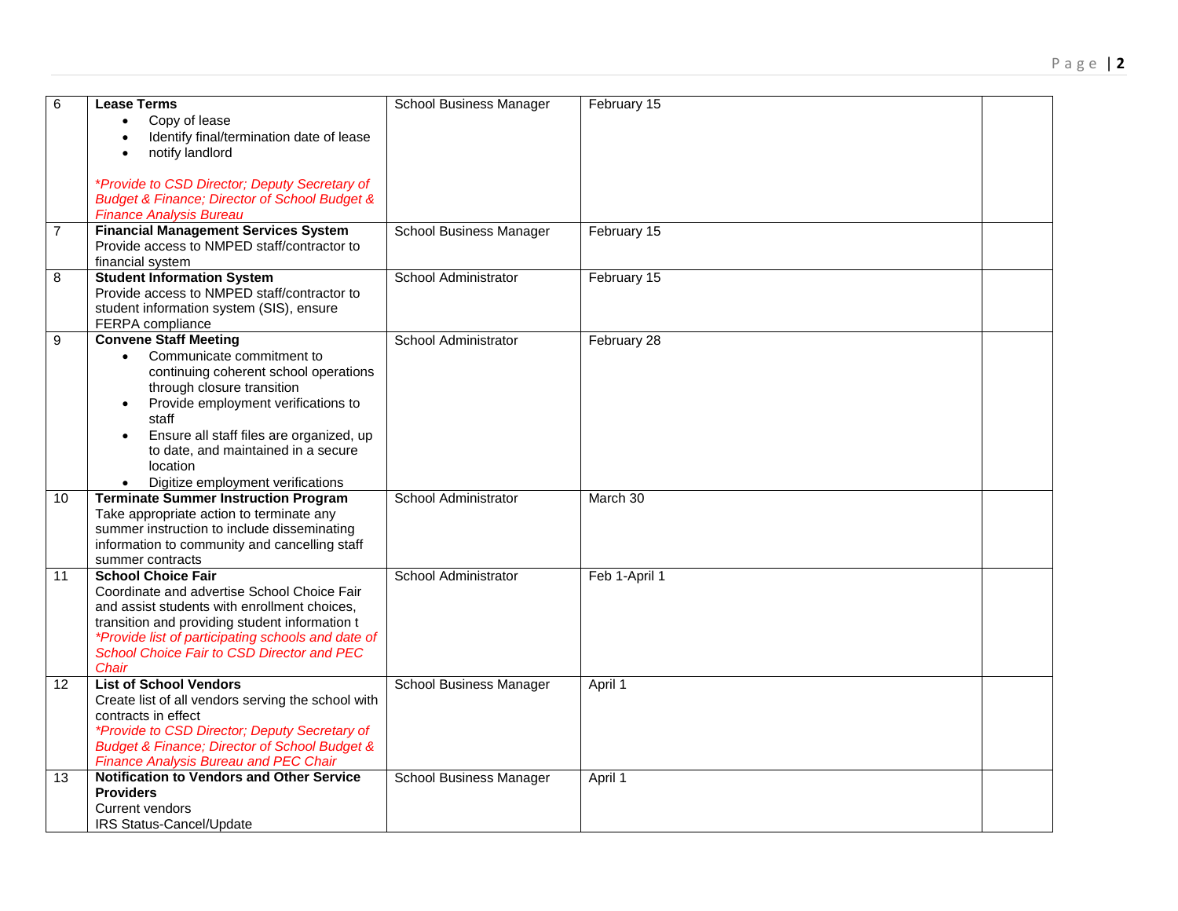| | | | | |
|---|---|---|---|---|
| 6 | **Lease Terms**<br>• Copy of lease<br>• Identify final/termination date of lease<br>• notify landlord<br><br>*\*Provide to CSD Director; Deputy Secretary of Budget & Finance; Director of School Budget & Finance Analysis Bureau* | School Business Manager | February 15 | |
| 7 | **Financial Management Services System**<br>Provide access to NMPED staff/contractor to financial system | School Business Manager | February 15 | |
| 8 | **Student Information System**<br>Provide access to NMPED staff/contractor to student information system (SIS), ensure FERPA compliance | School Administrator | February 15 | |
| 9 | **Convene Staff Meeting**<br>• Communicate commitment to continuing coherent school operations through closure transition<br>• Provide employment verifications to staff<br>• Ensure all staff files are organized, up to date, and maintained in a secure location<br>• Digitize employment verifications | School Administrator | February 28 | |
| 10 | **Terminate Summer Instruction Program**<br>Take appropriate action to terminate any summer instruction to include disseminating information to community and cancelling staff summer contracts | School Administrator | March 30 | |
| 11 | **School Choice Fair**<br>Coordinate and advertise School Choice Fair and assist students with enrollment choices, transition and providing student information t<br>*\*Provide list of participating schools and date of School Choice Fair to CSD Director and PEC Chair* | School Administrator | Feb 1-April 1 | |
| 12 | **List of School Vendors**<br>Create list of all vendors serving the school with contracts in effect<br>*\*Provide to CSD Director; Deputy Secretary of Budget & Finance; Director of School Budget & Finance Analysis Bureau and PEC Chair* | School Business Manager | April 1 | |
| 13 | **Notification to Vendors and Other Service Providers**<br>Current vendors<br>IRS Status-Cancel/Update | School Business Manager | April 1 | |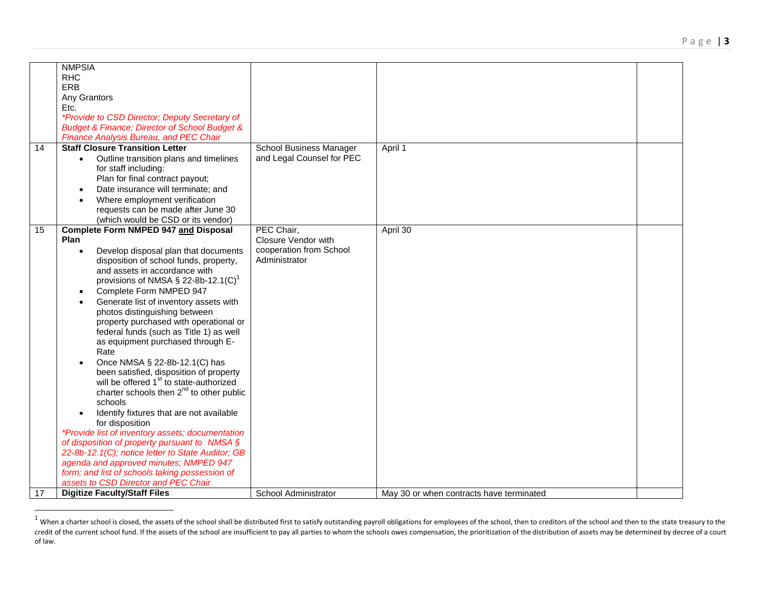| | | | | |
|---|---|---|---|---|
| | NMPSIA<br>RHC<br>ERB<br>Any Grantors<br>Etc.<br>*\*Provide to CSD Director; Deputy Secretary of Budget & Finance; Director of School Budget & Finance Analysis Bureau, and PEC Chair* | | | |
| 14 | **Staff Closure Transition Letter**<br>• Outline transition plans and timelines for staff including:<br>Plan for final contract payout;<br>• Date insurance will terminate; and<br>• Where employment verification requests can be made after June 30 (which would be CSD or its vendor) | School Business Manager and Legal Counsel for PEC | April 1 | |
| 15 | **Complete Form NMPED 947 and Disposal Plan**<br>• Develop disposal plan that documents disposition of school funds, property, and assets in accordance with provisions of NMSA § 22-8b-12.1(C)[1]<br>• Complete Form NMPED 947<br>• Generate list of inventory assets with photos distinguishing between property purchased with operational or federal funds (such as Title 1) as well as equipment purchased through E-Rate<br>• Once NMSA § 22-8b-12.1(C) has been satisfied, disposition of property will be offered 1st to state-authorized charter schools then 2nd to other public schools<br>• Identify fixtures that are not available for disposition<br>*\*Provide list of inventory assets; documentation of disposition of property pursuant to NMSA § 22-8b-12.1(C); notice letter to State Auditor; GB agenda and approved minutes; NMPED 947 form; and list of schools taking possession of assets to CSD Director and PEC Chair* | PEC Chair,<br>Closure Vendor with cooperation from School Administrator | April 30 | |
| 17 | **Digitize Faculty/Staff Files** | School Administrator | May 30 or when contracts have terminated | |

[1] When a charter school is closed, the assets of the school shall be distributed first to satisfy outstanding payroll obligations for employees of the school, then to creditors of the school and then to the state treasury to the credit of the current school fund. If the assets of the school are insufficient to pay all parties to whom the schools owes compensation, the prioritization of the distribution of assets may be determined by decree of a court of law.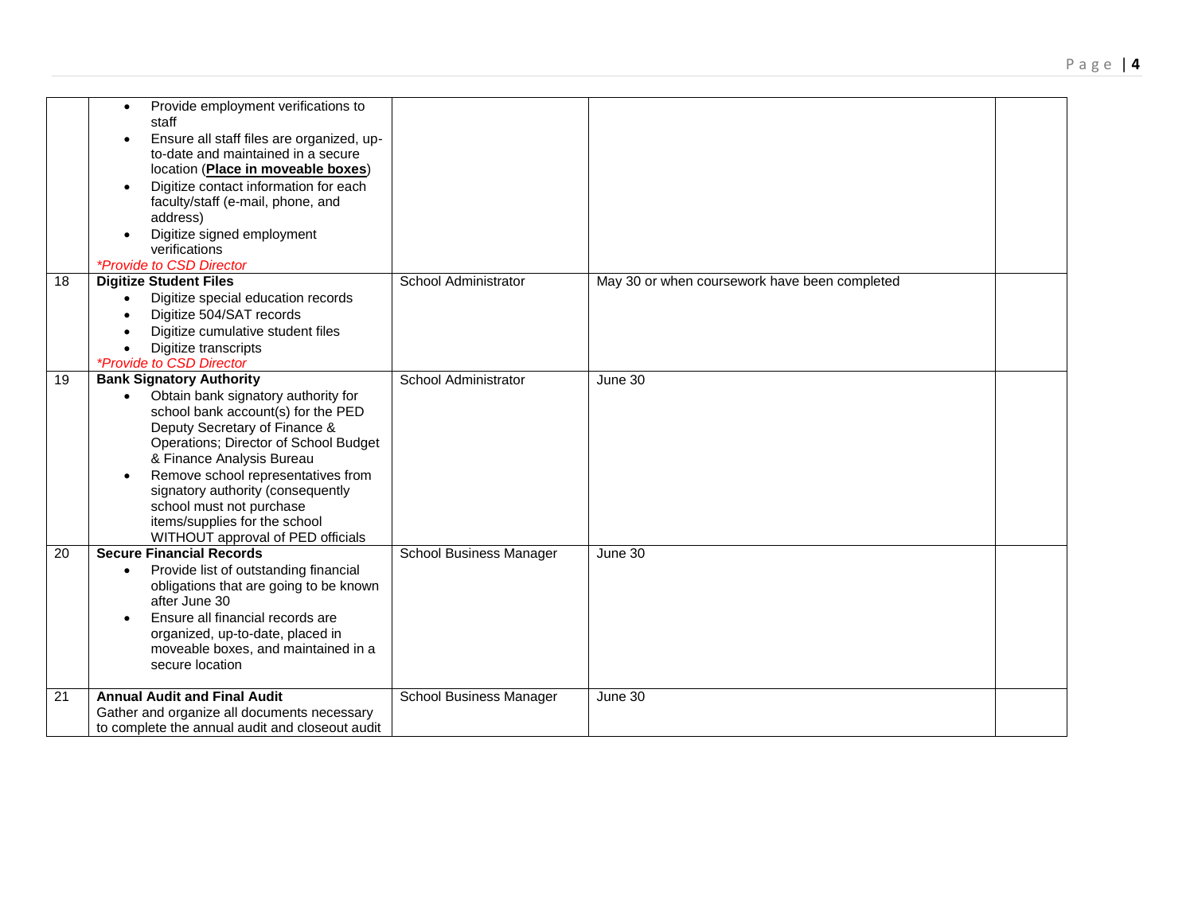| | | | | |
|---|---|---|---|---|
| | • Provide employment verifications to staff<br>• Ensure all staff files are organized, up-to-date and maintained in a secure location (**<u>Place in moveable boxes</u>**)<br>• Digitize contact information for each faculty/staff (e-mail, phone, and address)<br>• Digitize signed employment verifications<br>*\*Provide to CSD Director* | | | |
| 18 | **Digitize Student Files**<br>• Digitize special education records<br>• Digitize 504/SAT records<br>• Digitize cumulative student files<br>• Digitize transcripts<br>*\*Provide to CSD Director* | School Administrator | May 30 or when coursework have been completed | |
| 19 | **Bank Signatory Authority**<br>• Obtain bank signatory authority for school bank account(s) for the PED Deputy Secretary of Finance & Operations; Director of School Budget & Finance Analysis Bureau<br>• Remove school representatives from signatory authority (consequently school must not purchase items/supplies for the school WITHOUT approval of PED officials | School Administrator | June 30 | |
| 20 | **Secure Financial Records**<br>• Provide list of outstanding financial obligations that are going to be known after June 30<br>• Ensure all financial records are organized, up-to-date, placed in moveable boxes, and maintained in a secure location | School Business Manager | June 30 | |
| 21 | **Annual Audit and Final Audit**<br>Gather and organize all documents necessary to complete the annual audit and closeout audit | School Business Manager | June 30 | |